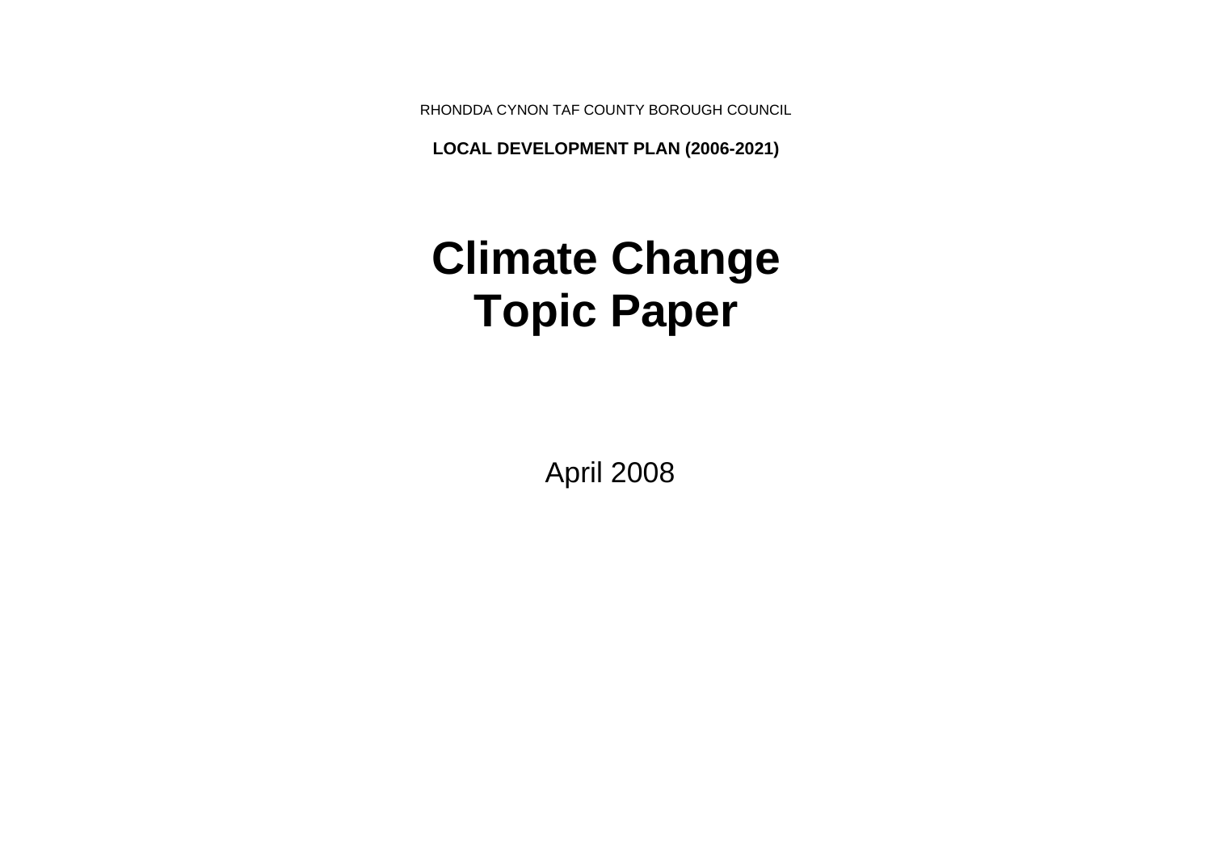RHONDDA CYNON TAF COUNTY BOROUGH COUNCIL

**LOCAL DEVELOPMENT PLAN (2006-2021)**

# Climate Change Topic Paper

April 2008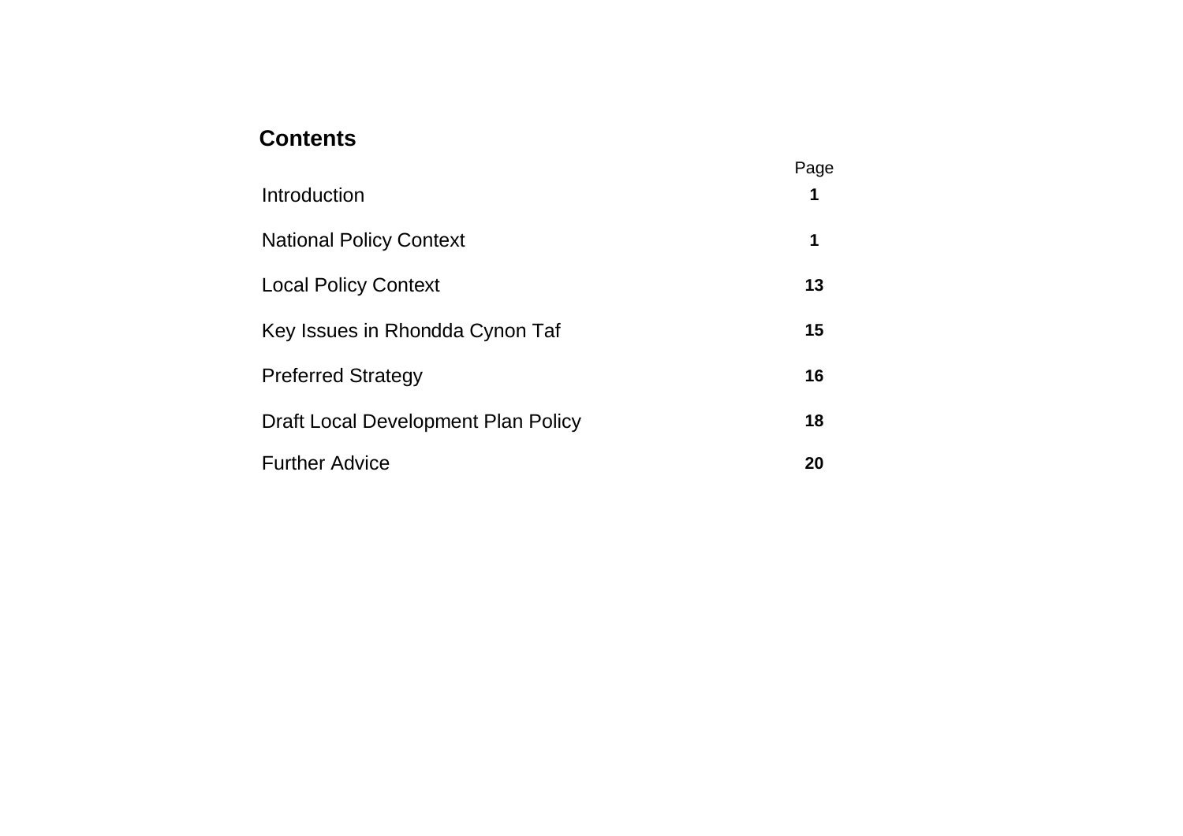## Contents

| | Page |
|---|---|
| Introduction | **1** |
| National Policy Context | **1** |
| Local Policy Context | **13** |
| Key Issues in Rhondda Cynon Taf | **15** |
| Preferred Strategy | **16** |
| Draft Local Development Plan Policy | **18** |
| Further Advice | **20** |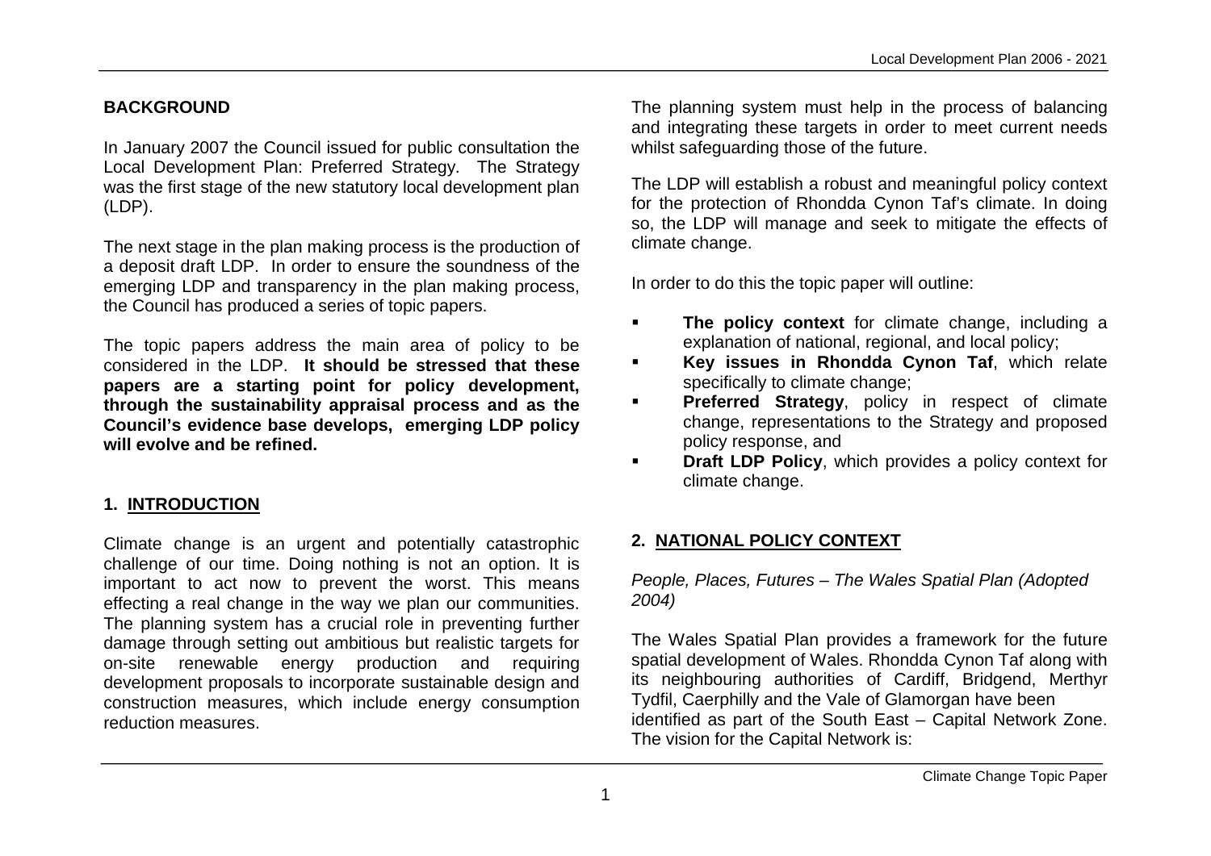## BACKGROUND

In January 2007 the Council issued for public consultation the Local Development Plan: Preferred Strategy. The Strategy was the first stage of the new statutory local development plan (LDP).

The next stage in the plan making process is the production of a deposit draft LDP. In order to ensure the soundness of the emerging LDP and transparency in the plan making process, the Council has produced a series of topic papers.

The topic papers address the main area of policy to be considered in the LDP. **It should be stressed that these papers are a starting point for policy development, through the sustainability appraisal process and as the Council's evidence base develops, emerging LDP policy will evolve and be refined.**

## 1. INTRODUCTION

Climate change is an urgent and potentially catastrophic challenge of our time. Doing nothing is not an option. It is important to act now to prevent the worst. This means effecting a real change in the way we plan our communities. The planning system has a crucial role in preventing further damage through setting out ambitious but realistic targets for on-site renewable energy production and requiring development proposals to incorporate sustainable design and construction measures, which include energy consumption reduction measures.

The planning system must help in the process of balancing and integrating these targets in order to meet current needs whilst safeguarding those of the future.

The LDP will establish a robust and meaningful policy context for the protection of Rhondda Cynon Taf's climate. In doing so, the LDP will manage and seek to mitigate the effects of climate change.

In order to do this the topic paper will outline:

- **The policy context** for climate change, including a explanation of national, regional, and local policy;
- **Key issues in Rhondda Cynon Taf**, which relate specifically to climate change;
- **Preferred Strategy**, policy in respect of climate change, representations to the Strategy and proposed policy response, and
- **Draft LDP Policy**, which provides a policy context for climate change.

## 2. NATIONAL POLICY CONTEXT

*People, Places, Futures – The Wales Spatial Plan (Adopted 2004)*

The Wales Spatial Plan provides a framework for the future spatial development of Wales. Rhondda Cynon Taf along with its neighbouring authorities of Cardiff, Bridgend, Merthyr Tydfil, Caerphilly and the Vale of Glamorgan have been identified as part of the South East – Capital Network Zone. The vision for the Capital Network is: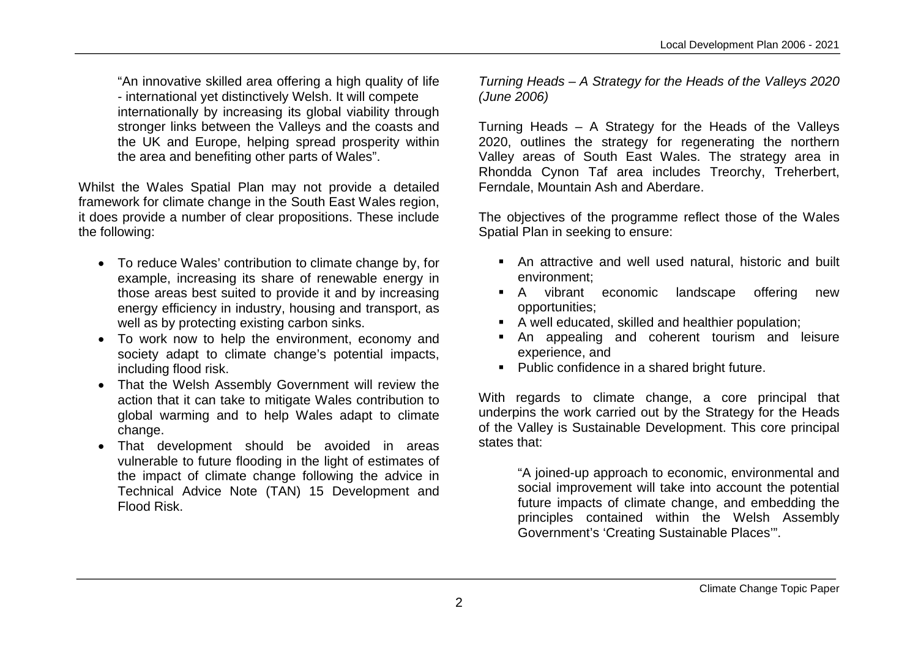"An innovative skilled area offering a high quality of life - international yet distinctively Welsh. It will compete internationally by increasing its global viability through stronger links between the Valleys and the coasts and the UK and Europe, helping spread prosperity within the area and benefiting other parts of Wales".

Whilst the Wales Spatial Plan may not provide a detailed framework for climate change in the South East Wales region, it does provide a number of clear propositions. These include the following:

- To reduce Wales' contribution to climate change by, for example, increasing its share of renewable energy in those areas best suited to provide it and by increasing energy efficiency in industry, housing and transport, as well as by protecting existing carbon sinks.
- To work now to help the environment, economy and society adapt to climate change's potential impacts, including flood risk.
- That the Welsh Assembly Government will review the action that it can take to mitigate Wales contribution to global warming and to help Wales adapt to climate change.
- That development should be avoided in areas vulnerable to future flooding in the light of estimates of the impact of climate change following the advice in Technical Advice Note (TAN) 15 Development and Flood Risk.

*Turning Heads – A Strategy for the Heads of the Valleys 2020 (June 2006)*

Turning Heads – A Strategy for the Heads of the Valleys 2020, outlines the strategy for regenerating the northern Valley areas of South East Wales. The strategy area in Rhondda Cynon Taf area includes Treorchy, Treherbert, Ferndale, Mountain Ash and Aberdare.

The objectives of the programme reflect those of the Wales Spatial Plan in seeking to ensure:

- An attractive and well used natural, historic and built environment;
- A vibrant economic landscape offering new opportunities;
- A well educated, skilled and healthier population;
- An appealing and coherent tourism and leisure experience, and
- Public confidence in a shared bright future.

With regards to climate change, a core principal that underpins the work carried out by the Strategy for the Heads of the Valley is Sustainable Development. This core principal states that:

> "A joined-up approach to economic, environmental and social improvement will take into account the potential future impacts of climate change, and embedding the principles contained within the Welsh Assembly Government's 'Creating Sustainable Places'".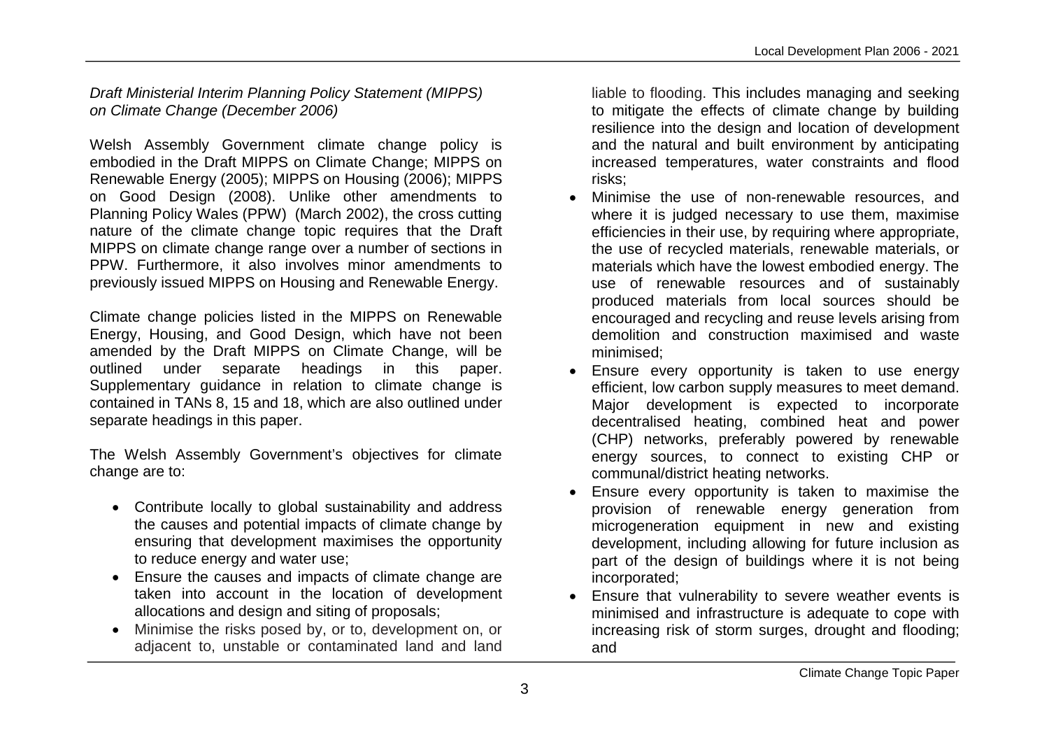*Draft Ministerial Interim Planning Policy Statement (MIPPS) on Climate Change (December 2006)*

Welsh Assembly Government climate change policy is embodied in the Draft MIPPS on Climate Change; MIPPS on Renewable Energy (2005); MIPPS on Housing (2006); MIPPS on Good Design (2008). Unlike other amendments to Planning Policy Wales (PPW) (March 2002), the cross cutting nature of the climate change topic requires that the Draft MIPPS on climate change range over a number of sections in PPW. Furthermore, it also involves minor amendments to previously issued MIPPS on Housing and Renewable Energy.

Climate change policies listed in the MIPPS on Renewable Energy, Housing, and Good Design, which have not been amended by the Draft MIPPS on Climate Change, will be outlined under separate headings in this paper. Supplementary guidance in relation to climate change is contained in TANs 8, 15 and 18, which are also outlined under separate headings in this paper.

The Welsh Assembly Government's objectives for climate change are to:

- Contribute locally to global sustainability and address the causes and potential impacts of climate change by ensuring that development maximises the opportunity to reduce energy and water use;
- Ensure the causes and impacts of climate change are taken into account in the location of development allocations and design and siting of proposals;
- Minimise the risks posed by, or to, development on, or adjacent to, unstable or contaminated land and land liable to flooding. This includes managing and seeking to mitigate the effects of climate change by building resilience into the design and location of development and the natural and built environment by anticipating increased temperatures, water constraints and flood risks;
- Minimise the use of non-renewable resources, and where it is judged necessary to use them, maximise efficiencies in their use, by requiring where appropriate, the use of recycled materials, renewable materials, or materials which have the lowest embodied energy. The use of renewable resources and of sustainably produced materials from local sources should be encouraged and recycling and reuse levels arising from demolition and construction maximised and waste minimised;
- Ensure every opportunity is taken to use energy efficient, low carbon supply measures to meet demand. Major development is expected to incorporate decentralised heating, combined heat and power (CHP) networks, preferably powered by renewable energy sources, to connect to existing CHP or communal/district heating networks.
- Ensure every opportunity is taken to maximise the provision of renewable energy generation from microgeneration equipment in new and existing development, including allowing for future inclusion as part of the design of buildings where it is not being incorporated;
- Ensure that vulnerability to severe weather events is minimised and infrastructure is adequate to cope with increasing risk of storm surges, drought and flooding; and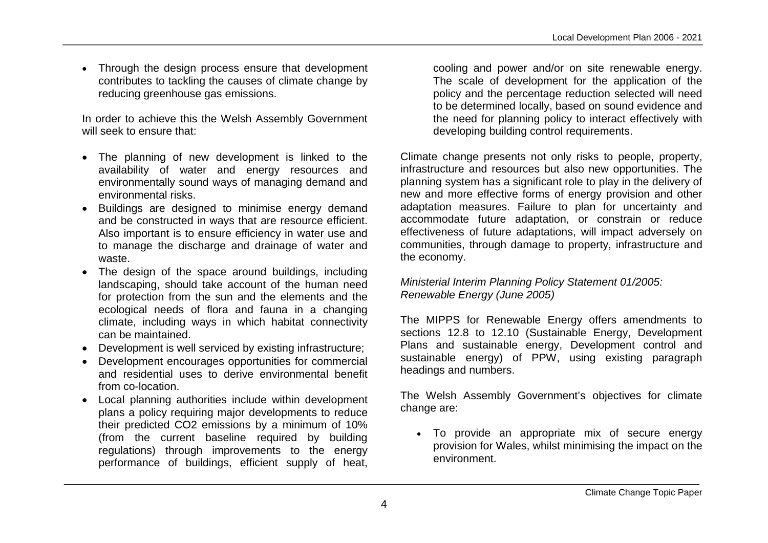- Through the design process ensure that development contributes to tackling the causes of climate change by reducing greenhouse gas emissions.

In order to achieve this the Welsh Assembly Government will seek to ensure that:

- The planning of new development is linked to the availability of water and energy resources and environmentally sound ways of managing demand and environmental risks.
- Buildings are designed to minimise energy demand and be constructed in ways that are resource efficient. Also important is to ensure efficiency in water use and to manage the discharge and drainage of water and waste.
- The design of the space around buildings, including landscaping, should take account of the human need for protection from the sun and the elements and the ecological needs of flora and fauna in a changing climate, including ways in which habitat connectivity can be maintained.
- Development is well serviced by existing infrastructure;
- Development encourages opportunities for commercial and residential uses to derive environmental benefit from co-location.
- Local planning authorities include within development plans a policy requiring major developments to reduce their predicted $CO_2$ emissions by a minimum of 10% (from the current baseline required by building regulations) through improvements to the energy performance of buildings, efficient supply of heat, cooling and power and/or on site renewable energy. The scale of development for the application of the policy and the percentage reduction selected will need to be determined locally, based on sound evidence and the need for planning policy to interact effectively with developing building control requirements.

Climate change presents not only risks to people, property, infrastructure and resources but also new opportunities. The planning system has a significant role to play in the delivery of new and more effective forms of energy provision and other adaptation measures. Failure to plan for uncertainty and accommodate future adaptation, or constrain or reduce effectiveness of future adaptations, will impact adversely on communities, through damage to property, infrastructure and the economy.

*Ministerial Interim Planning Policy Statement 01/2005: Renewable Energy (June 2005)*

The MIPPS for Renewable Energy offers amendments to sections 12.8 to 12.10 (Sustainable Energy, Development Plans and sustainable energy, Development control and sustainable energy) of PPW, using existing paragraph headings and numbers.

The Welsh Assembly Government's objectives for climate change are:

- To provide an appropriate mix of secure energy provision for Wales, whilst minimising the impact on the environment.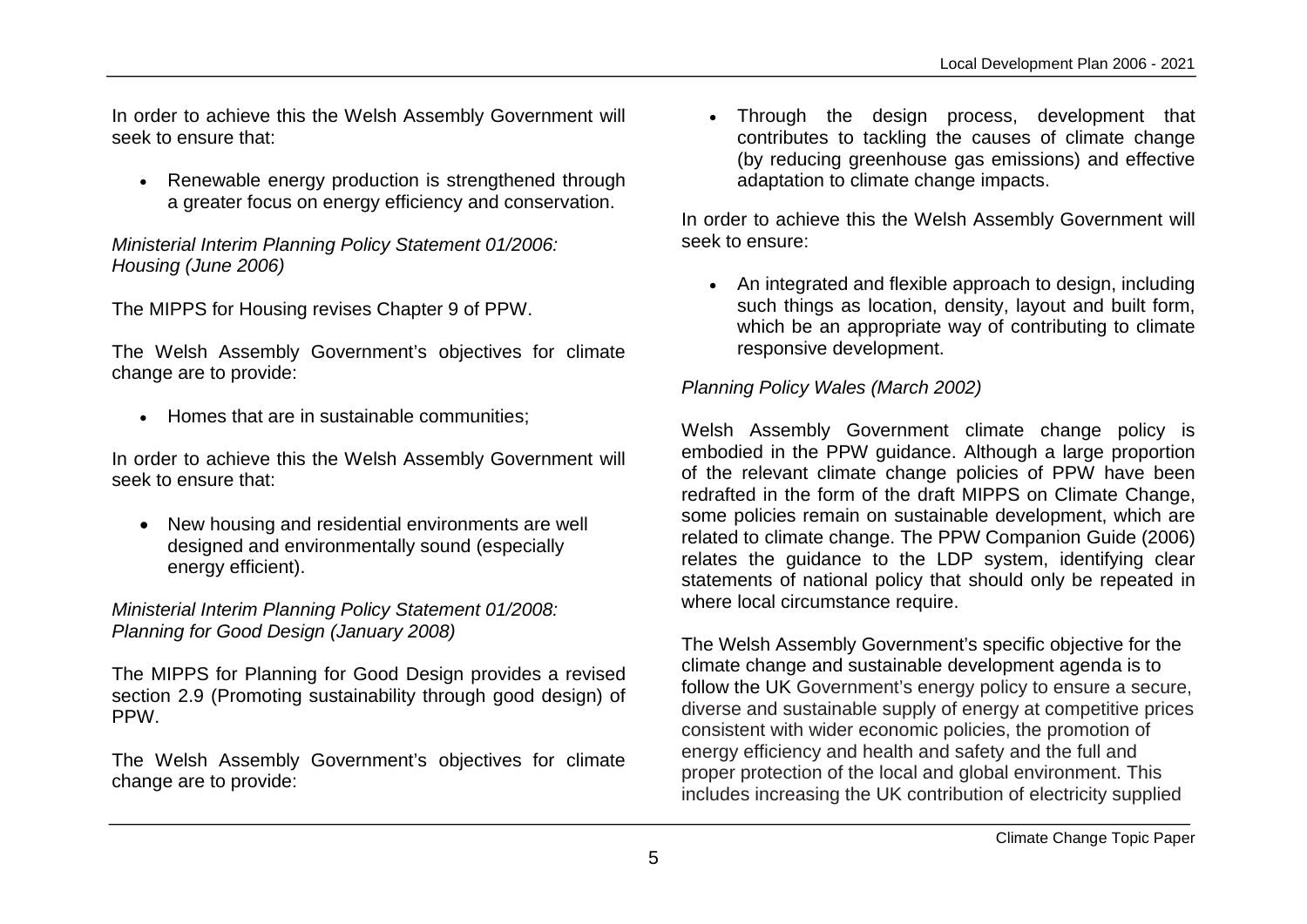In order to achieve this the Welsh Assembly Government will seek to ensure that:

- Renewable energy production is strengthened through a greater focus on energy efficiency and conservation.

*Ministerial Interim Planning Policy Statement 01/2006: Housing (June 2006)*

The MIPPS for Housing revises Chapter 9 of PPW.

The Welsh Assembly Government's objectives for climate change are to provide:

- Homes that are in sustainable communities;

In order to achieve this the Welsh Assembly Government will seek to ensure that:

- New housing and residential environments are well designed and environmentally sound (especially energy efficient).

*Ministerial Interim Planning Policy Statement 01/2008: Planning for Good Design (January 2008)*

The MIPPS for Planning for Good Design provides a revised section 2.9 (Promoting sustainability through good design) of PPW.

The Welsh Assembly Government's objectives for climate change are to provide:

- Through the design process, development that contributes to tackling the causes of climate change (by reducing greenhouse gas emissions) and effective adaptation to climate change impacts.

In order to achieve this the Welsh Assembly Government will seek to ensure:

- An integrated and flexible approach to design, including such things as location, density, layout and built form, which be an appropriate way of contributing to climate responsive development.

*Planning Policy Wales (March 2002)*

Welsh Assembly Government climate change policy is embodied in the PPW guidance. Although a large proportion of the relevant climate change policies of PPW have been redrafted in the form of the draft MIPPS on Climate Change, some policies remain on sustainable development, which are related to climate change. The PPW Companion Guide (2006) relates the guidance to the LDP system, identifying clear statements of national policy that should only be repeated in where local circumstance require.

The Welsh Assembly Government's specific objective for the climate change and sustainable development agenda is to follow the UK Government's energy policy to ensure a secure, diverse and sustainable supply of energy at competitive prices consistent with wider economic policies, the promotion of energy efficiency and health and safety and the full and proper protection of the local and global environment. This includes increasing the UK contribution of electricity supplied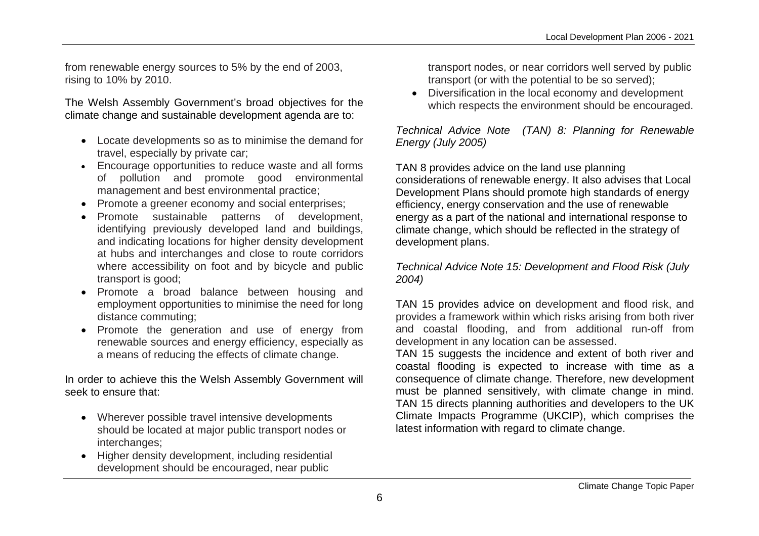from renewable energy sources to 5% by the end of 2003, rising to 10% by 2010.

The Welsh Assembly Government's broad objectives for the climate change and sustainable development agenda are to:

- Locate developments so as to minimise the demand for travel, especially by private car;
- Encourage opportunities to reduce waste and all forms of pollution and promote good environmental management and best environmental practice;
- Promote a greener economy and social enterprises;
- Promote sustainable patterns of development, identifying previously developed land and buildings, and indicating locations for higher density development at hubs and interchanges and close to route corridors where accessibility on foot and by bicycle and public transport is good;
- Promote a broad balance between housing and employment opportunities to minimise the need for long distance commuting;
- Promote the generation and use of energy from renewable sources and energy efficiency, especially as a means of reducing the effects of climate change.

In order to achieve this the Welsh Assembly Government will seek to ensure that:

- Wherever possible travel intensive developments should be located at major public transport nodes or interchanges;
- Higher density development, including residential development should be encouraged, near public transport nodes, or near corridors well served by public transport (or with the potential to be so served);
- Diversification in the local economy and development which respects the environment should be encouraged.

*Technical Advice Note (TAN) 8: Planning for Renewable Energy (July 2005)*

TAN 8 provides advice on the land use planning considerations of renewable energy. It also advises that Local Development Plans should promote high standards of energy efficiency, energy conservation and the use of renewable energy as a part of the national and international response to climate change, which should be reflected in the strategy of development plans.

*Technical Advice Note 15: Development and Flood Risk (July 2004)*

TAN 15 provides advice on development and flood risk, and provides a framework within which risks arising from both river and coastal flooding, and from additional run-off from development in any location can be assessed.
TAN 15 suggests the incidence and extent of both river and coastal flooding is expected to increase with time as a consequence of climate change. Therefore, new development must be planned sensitively, with climate change in mind. TAN 15 directs planning authorities and developers to the UK Climate Impacts Programme (UKCIP), which comprises the latest information with regard to climate change.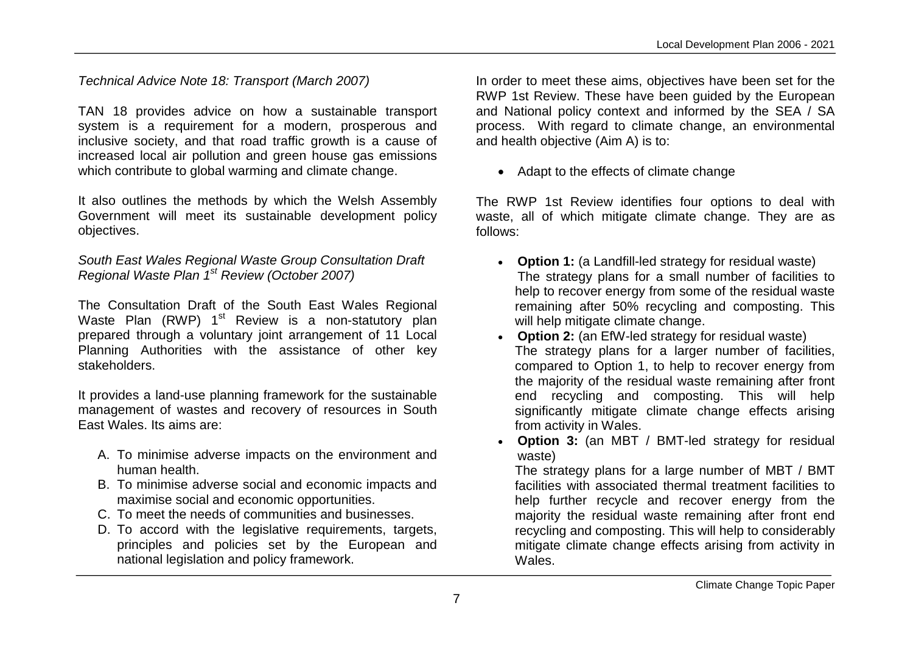*Technical Advice Note 18: Transport (March 2007)*

TAN 18 provides advice on how a sustainable transport system is a requirement for a modern, prosperous and inclusive society, and that road traffic growth is a cause of increased local air pollution and green house gas emissions which contribute to global warming and climate change.

It also outlines the methods by which the Welsh Assembly Government will meet its sustainable development policy objectives.

*South East Wales Regional Waste Group Consultation Draft Regional Waste Plan 1st Review (October 2007)*

The Consultation Draft of the South East Wales Regional Waste Plan (RWP) 1st Review is a non-statutory plan prepared through a voluntary joint arrangement of 11 Local Planning Authorities with the assistance of other key stakeholders.

It provides a land-use planning framework for the sustainable management of wastes and recovery of resources in South East Wales. Its aims are:

A. To minimise adverse impacts on the environment and human health.
B. To minimise adverse social and economic impacts and maximise social and economic opportunities.
C. To meet the needs of communities and businesses.
D. To accord with the legislative requirements, targets, principles and policies set by the European and national legislation and policy framework.

In order to meet these aims, objectives have been set for the RWP 1st Review. These have been guided by the European and National policy context and informed by the SEA / SA process. With regard to climate change, an environmental and health objective (Aim A) is to:

- Adapt to the effects of climate change

The RWP 1st Review identifies four options to deal with waste, all of which mitigate climate change. They are as follows:

- **Option 1:** (a Landfill-led strategy for residual waste) The strategy plans for a small number of facilities to help to recover energy from some of the residual waste remaining after 50% recycling and composting. This will help mitigate climate change.
- **Option 2:** (an EfW-led strategy for residual waste) The strategy plans for a larger number of facilities, compared to Option 1, to help to recover energy from the majority of the residual waste remaining after front end recycling and composting. This will help significantly mitigate climate change effects arising from activity in Wales.
- **Option 3:** (an MBT / BMT-led strategy for residual waste) The strategy plans for a large number of MBT / BMT facilities with associated thermal treatment facilities to help further recycle and recover energy from the majority the residual waste remaining after front end recycling and composting. This will help to considerably mitigate climate change effects arising from activity in Wales.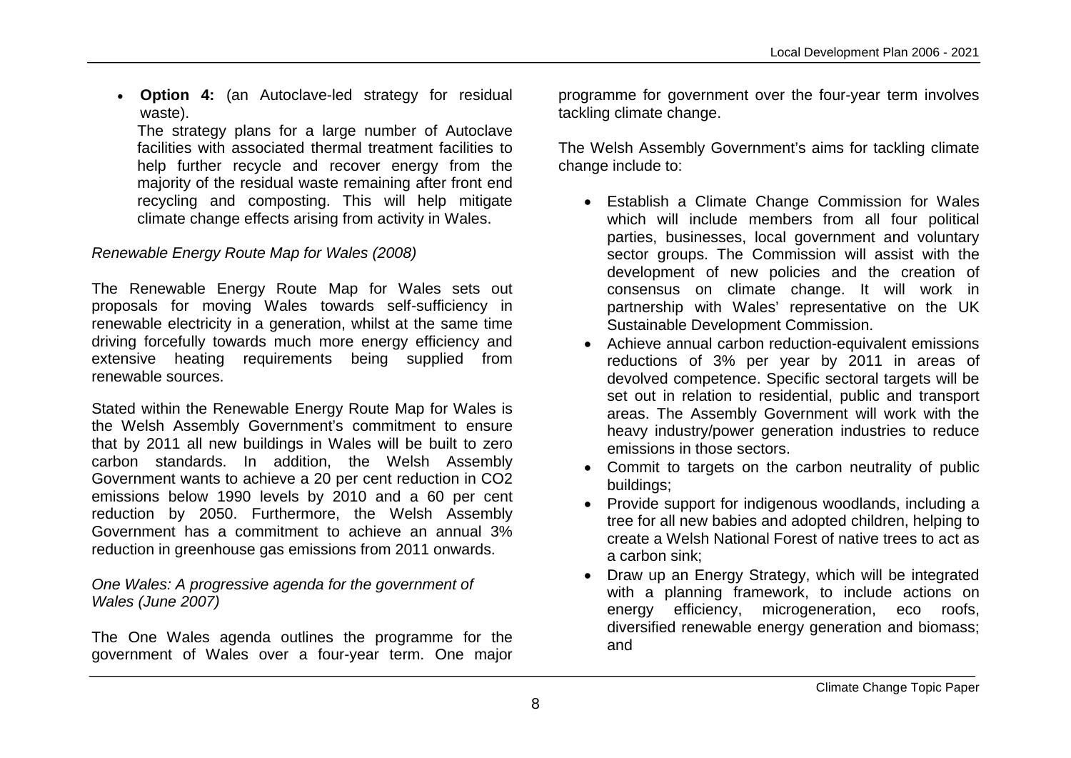- **Option 4:** (an Autoclave-led strategy for residual waste).

  The strategy plans for a large number of Autoclave facilities with associated thermal treatment facilities to help further recycle and recover energy from the majority of the residual waste remaining after front end recycling and composting. This will help mitigate climate change effects arising from activity in Wales.

*Renewable Energy Route Map for Wales (2008)*

The Renewable Energy Route Map for Wales sets out proposals for moving Wales towards self-sufficiency in renewable electricity in a generation, whilst at the same time driving forcefully towards much more energy efficiency and extensive heating requirements being supplied from renewable sources.

Stated within the Renewable Energy Route Map for Wales is the Welsh Assembly Government's commitment to ensure that by 2011 all new buildings in Wales will be built to zero carbon standards. In addition, the Welsh Assembly Government wants to achieve a 20 per cent reduction in $CO_2$ emissions below 1990 levels by 2010 and a 60 per cent reduction by 2050. Furthermore, the Welsh Assembly Government has a commitment to achieve an annual 3% reduction in greenhouse gas emissions from 2011 onwards.

*One Wales: A progressive agenda for the government of Wales (June 2007)*

The One Wales agenda outlines the programme for the government of Wales over a four-year term. One major programme for government over the four-year term involves tackling climate change.

The Welsh Assembly Government's aims for tackling climate change include to:

- Establish a Climate Change Commission for Wales which will include members from all four political parties, businesses, local government and voluntary sector groups. The Commission will assist with the development of new policies and the creation of consensus on climate change. It will work in partnership with Wales' representative on the UK Sustainable Development Commission.
- Achieve annual carbon reduction-equivalent emissions reductions of 3% per year by 2011 in areas of devolved competence. Specific sectoral targets will be set out in relation to residential, public and transport areas. The Assembly Government will work with the heavy industry/power generation industries to reduce emissions in those sectors.
- Commit to targets on the carbon neutrality of public buildings;
- Provide support for indigenous woodlands, including a tree for all new babies and adopted children, helping to create a Welsh National Forest of native trees to act as a carbon sink;
- Draw up an Energy Strategy, which will be integrated with a planning framework, to include actions on energy efficiency, microgeneration, eco roofs, diversified renewable energy generation and biomass; and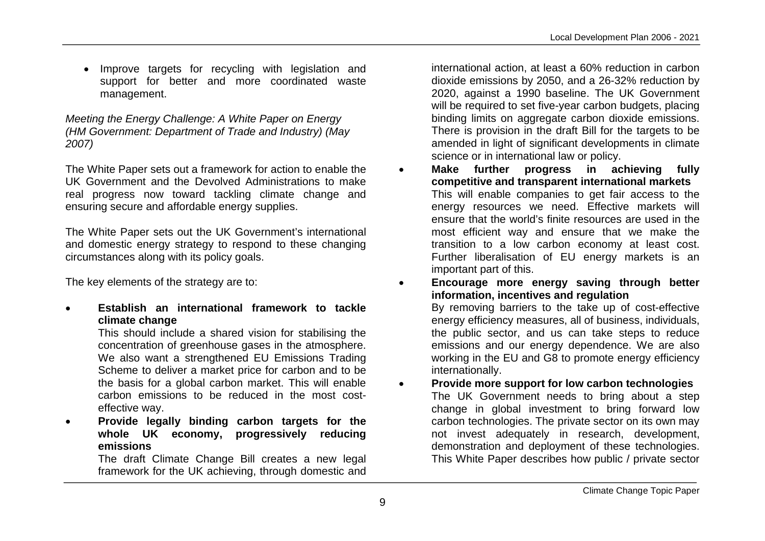- Improve targets for recycling with legislation and support for better and more coordinated waste management.

*Meeting the Energy Challenge: A White Paper on Energy (HM Government: Department of Trade and Industry) (May 2007)*

The White Paper sets out a framework for action to enable the UK Government and the Devolved Administrations to make real progress now toward tackling climate change and ensuring secure and affordable energy supplies.

The White Paper sets out the UK Government's international and domestic energy strategy to respond to these changing circumstances along with its policy goals.

The key elements of the strategy are to:

- **Establish an international framework to tackle climate change**
  This should include a shared vision for stabilising the concentration of greenhouse gases in the atmosphere. We also want a strengthened EU Emissions Trading Scheme to deliver a market price for carbon and to be the basis for a global carbon market. This will enable carbon emissions to be reduced in the most cost-effective way.
- **Provide legally binding carbon targets for the whole UK economy, progressively reducing emissions**
  The draft Climate Change Bill creates a new legal framework for the UK achieving, through domestic and international action, at least a 60% reduction in carbon dioxide emissions by 2050, and a 26-32% reduction by 2020, against a 1990 baseline. The UK Government will be required to set five-year carbon budgets, placing binding limits on aggregate carbon dioxide emissions. There is provision in the draft Bill for the targets to be amended in light of significant developments in climate science or in international law or policy.
- **Make further progress in achieving fully competitive and transparent international markets**
  This will enable companies to get fair access to the energy resources we need. Effective markets will ensure that the world's finite resources are used in the most efficient way and ensure that we make the transition to a low carbon economy at least cost. Further liberalisation of EU energy markets is an important part of this.
- **Encourage more energy saving through better information, incentives and regulation**
  By removing barriers to the take up of cost-effective energy efficiency measures, all of business, individuals, the public sector, and us can take steps to reduce emissions and our energy dependence. We are also working in the EU and G8 to promote energy efficiency internationally.
- **Provide more support for low carbon technologies**
  The UK Government needs to bring about a step change in global investment to bring forward low carbon technologies. The private sector on its own may not invest adequately in research, development, demonstration and deployment of these technologies. This White Paper describes how public / private sector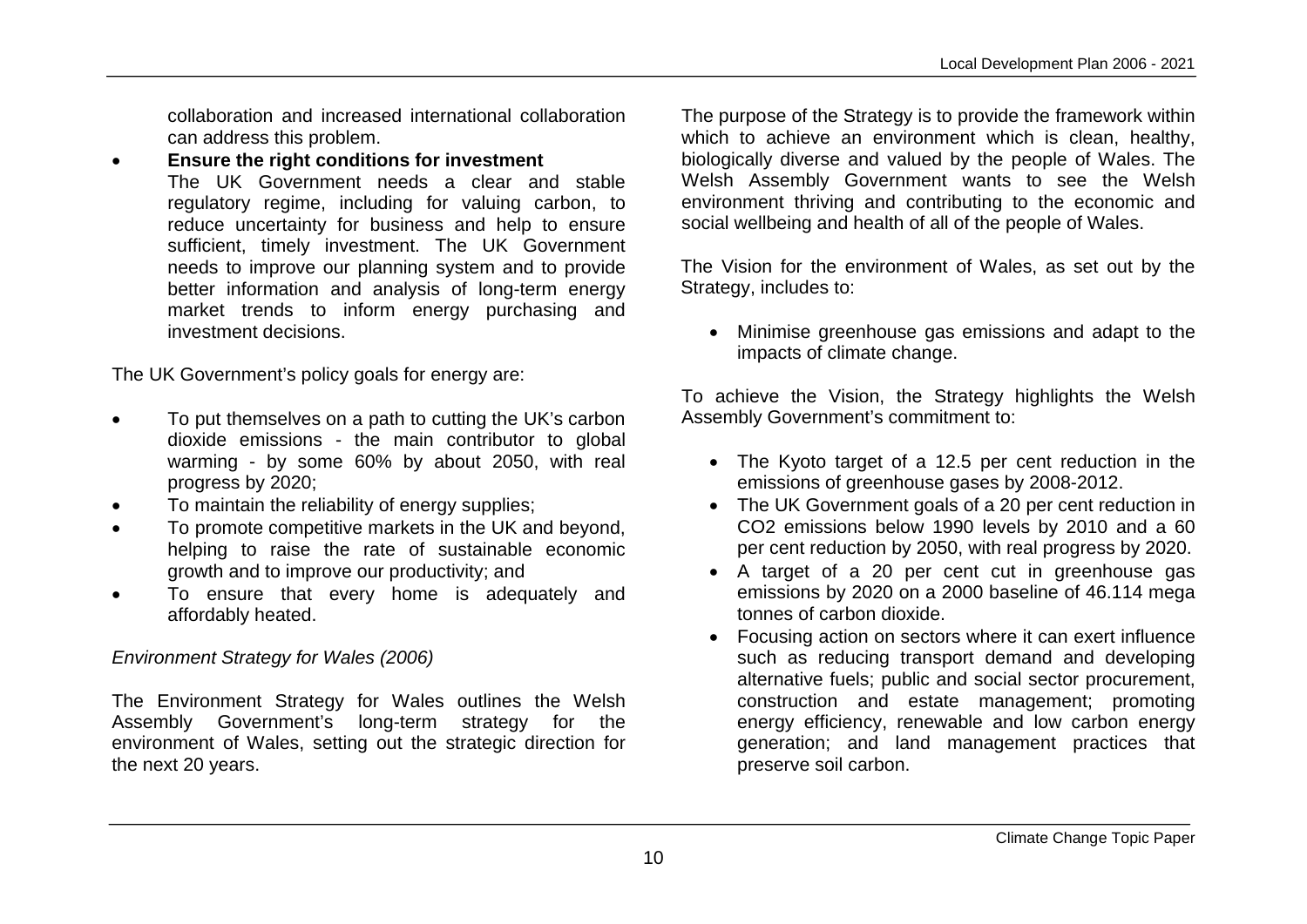collaboration and increased international collaboration can address this problem.

- **Ensure the right conditions for investment**
  The UK Government needs a clear and stable regulatory regime, including for valuing carbon, to reduce uncertainty for business and help to ensure sufficient, timely investment. The UK Government needs to improve our planning system and to provide better information and analysis of long-term energy market trends to inform energy purchasing and investment decisions.

The UK Government's policy goals for energy are:

- To put themselves on a path to cutting the UK's carbon dioxide emissions - the main contributor to global warming - by some 60% by about 2050, with real progress by 2020;
- To maintain the reliability of energy supplies;
- To promote competitive markets in the UK and beyond, helping to raise the rate of sustainable economic growth and to improve our productivity; and
- To ensure that every home is adequately and affordably heated.

*Environment Strategy for Wales (2006)*

The Environment Strategy for Wales outlines the Welsh Assembly Government's long-term strategy for the environment of Wales, setting out the strategic direction for the next 20 years.

The purpose of the Strategy is to provide the framework within which to achieve an environment which is clean, healthy, biologically diverse and valued by the people of Wales. The Welsh Assembly Government wants to see the Welsh environment thriving and contributing to the economic and social wellbeing and health of all of the people of Wales.

The Vision for the environment of Wales, as set out by the Strategy, includes to:

- Minimise greenhouse gas emissions and adapt to the impacts of climate change.

To achieve the Vision, the Strategy highlights the Welsh Assembly Government's commitment to:

- The Kyoto target of a 12.5 per cent reduction in the emissions of greenhouse gases by 2008-2012.
- The UK Government goals of a 20 per cent reduction in $CO_2$ emissions below 1990 levels by 2010 and a 60 per cent reduction by 2050, with real progress by 2020.
- A target of a 20 per cent cut in greenhouse gas emissions by 2020 on a 2000 baseline of 46.114 mega tonnes of carbon dioxide.
- Focusing action on sectors where it can exert influence such as reducing transport demand and developing alternative fuels; public and social sector procurement, construction and estate management; promoting energy efficiency, renewable and low carbon energy generation; and land management practices that preserve soil carbon.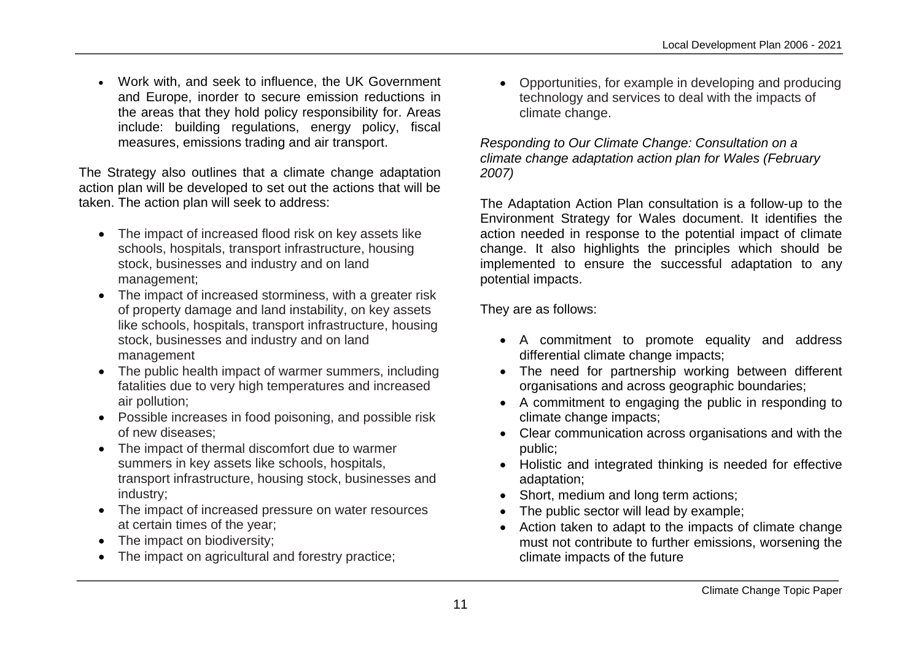- Work with, and seek to influence, the UK Government and Europe, inorder to secure emission reductions in the areas that they hold policy responsibility for. Areas include: building regulations, energy policy, fiscal measures, emissions trading and air transport.

The Strategy also outlines that a climate change adaptation action plan will be developed to set out the actions that will be taken. The action plan will seek to address:

- The impact of increased flood risk on key assets like schools, hospitals, transport infrastructure, housing stock, businesses and industry and on land management;
- The impact of increased storminess, with a greater risk of property damage and land instability, on key assets like schools, hospitals, transport infrastructure, housing stock, businesses and industry and on land management
- The public health impact of warmer summers, including fatalities due to very high temperatures and increased air pollution;
- Possible increases in food poisoning, and possible risk of new diseases;
- The impact of thermal discomfort due to warmer summers in key assets like schools, hospitals, transport infrastructure, housing stock, businesses and industry;
- The impact of increased pressure on water resources at certain times of the year;
- The impact on biodiversity;
- The impact on agricultural and forestry practice;
- Opportunities, for example in developing and producing technology and services to deal with the impacts of climate change.

*Responding to Our Climate Change: Consultation on a climate change adaptation action plan for Wales (February 2007)*

The Adaptation Action Plan consultation is a follow-up to the Environment Strategy for Wales document. It identifies the action needed in response to the potential impact of climate change. It also highlights the principles which should be implemented to ensure the successful adaptation to any potential impacts.

They are as follows:

- A commitment to promote equality and address differential climate change impacts;
- The need for partnership working between different organisations and across geographic boundaries;
- A commitment to engaging the public in responding to climate change impacts;
- Clear communication across organisations and with the public;
- Holistic and integrated thinking is needed for effective adaptation;
- Short, medium and long term actions;
- The public sector will lead by example;
- Action taken to adapt to the impacts of climate change must not contribute to further emissions, worsening the climate impacts of the future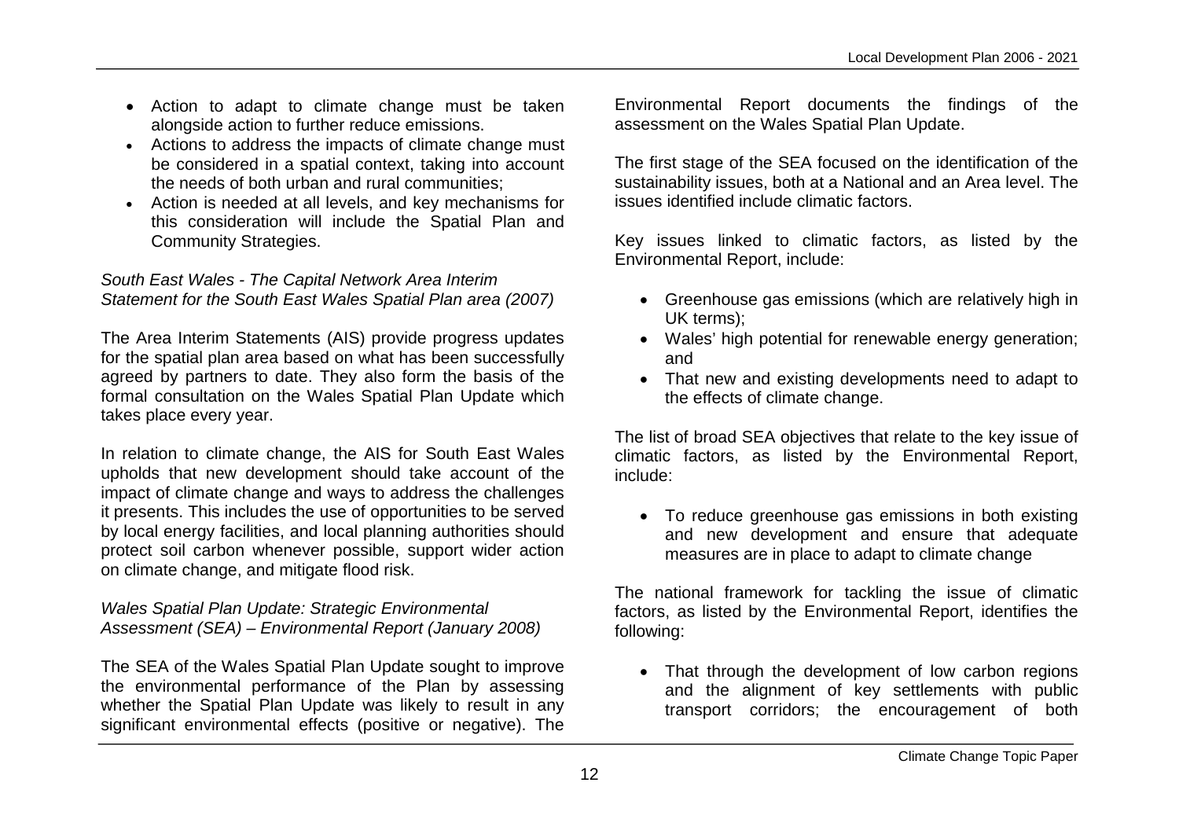- Action to adapt to climate change must be taken alongside action to further reduce emissions.
- Actions to address the impacts of climate change must be considered in a spatial context, taking into account the needs of both urban and rural communities;
- Action is needed at all levels, and key mechanisms for this consideration will include the Spatial Plan and Community Strategies.

*South East Wales - The Capital Network Area Interim Statement for the South East Wales Spatial Plan area (2007)*

The Area Interim Statements (AIS) provide progress updates for the spatial plan area based on what has been successfully agreed by partners to date. They also form the basis of the formal consultation on the Wales Spatial Plan Update which takes place every year.

In relation to climate change, the AIS for South East Wales upholds that new development should take account of the impact of climate change and ways to address the challenges it presents. This includes the use of opportunities to be served by local energy facilities, and local planning authorities should protect soil carbon whenever possible, support wider action on climate change, and mitigate flood risk.

*Wales Spatial Plan Update: Strategic Environmental Assessment (SEA) – Environmental Report (January 2008)*

The SEA of the Wales Spatial Plan Update sought to improve the environmental performance of the Plan by assessing whether the Spatial Plan Update was likely to result in any significant environmental effects (positive or negative). The Environmental Report documents the findings of the assessment on the Wales Spatial Plan Update.

The first stage of the SEA focused on the identification of the sustainability issues, both at a National and an Area level. The issues identified include climatic factors.

Key issues linked to climatic factors, as listed by the Environmental Report, include:

- Greenhouse gas emissions (which are relatively high in UK terms);
- Wales' high potential for renewable energy generation; and
- That new and existing developments need to adapt to the effects of climate change.

The list of broad SEA objectives that relate to the key issue of climatic factors, as listed by the Environmental Report, include:

- To reduce greenhouse gas emissions in both existing and new development and ensure that adequate measures are in place to adapt to climate change

The national framework for tackling the issue of climatic factors, as listed by the Environmental Report, identifies the following:

- That through the development of low carbon regions and the alignment of key settlements with public transport corridors; the encouragement of both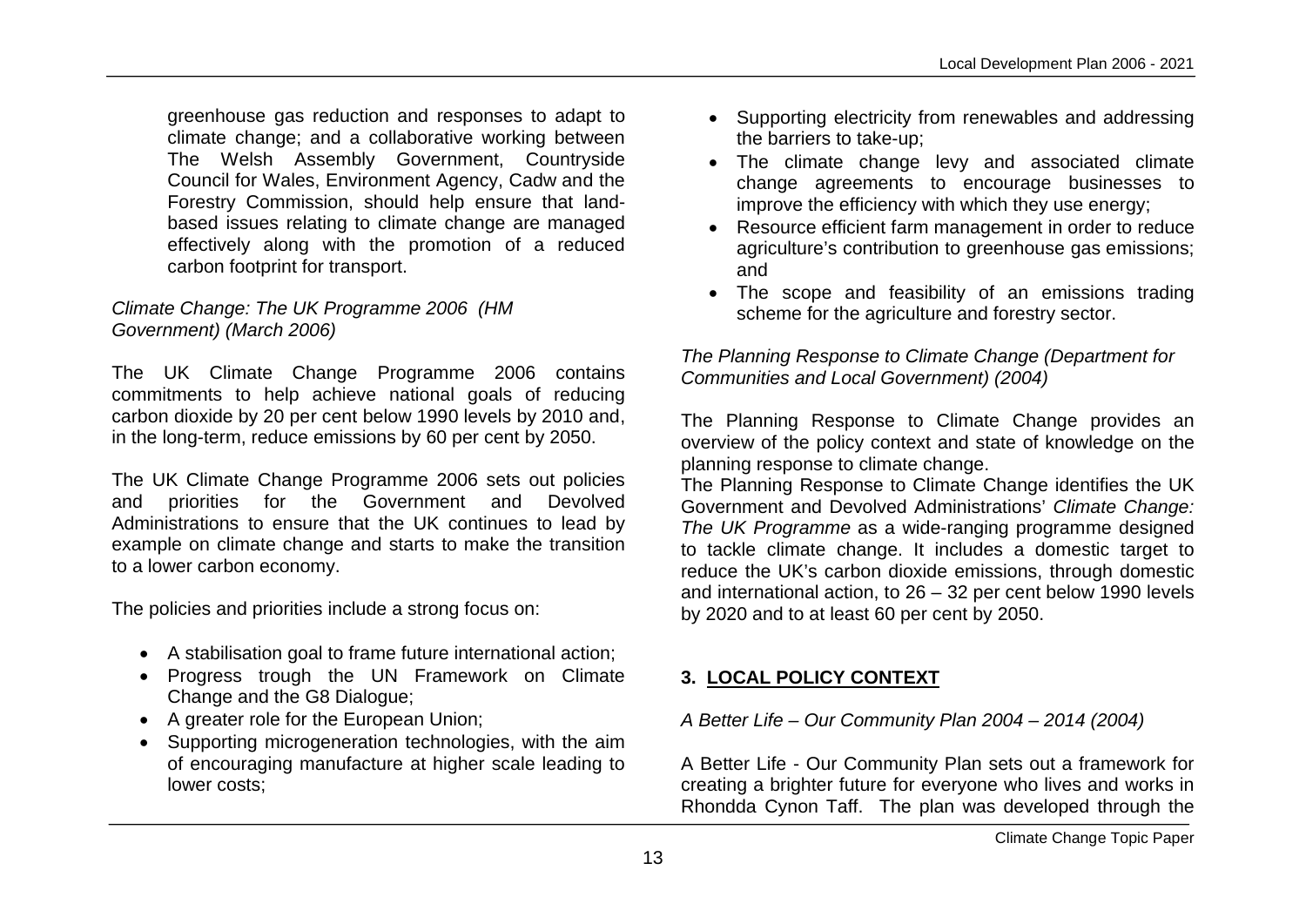greenhouse gas reduction and responses to adapt to climate change; and a collaborative working between The Welsh Assembly Government, Countryside Council for Wales, Environment Agency, Cadw and the Forestry Commission, should help ensure that land-based issues relating to climate change are managed effectively along with the promotion of a reduced carbon footprint for transport.

*Climate Change: The UK Programme 2006 (HM Government) (March 2006)*

The UK Climate Change Programme 2006 contains commitments to help achieve national goals of reducing carbon dioxide by 20 per cent below 1990 levels by 2010 and, in the long-term, reduce emissions by 60 per cent by 2050.

The UK Climate Change Programme 2006 sets out policies and priorities for the Government and Devolved Administrations to ensure that the UK continues to lead by example on climate change and starts to make the transition to a lower carbon economy.

The policies and priorities include a strong focus on:

- A stabilisation goal to frame future international action;
- Progress trough the UN Framework on Climate Change and the G8 Dialogue;
- A greater role for the European Union;
- Supporting microgeneration technologies, with the aim of encouraging manufacture at higher scale leading to lower costs;
- Supporting electricity from renewables and addressing the barriers to take-up;
- The climate change levy and associated climate change agreements to encourage businesses to improve the efficiency with which they use energy;
- Resource efficient farm management in order to reduce agriculture's contribution to greenhouse gas emissions; and
- The scope and feasibility of an emissions trading scheme for the agriculture and forestry sector.

*The Planning Response to Climate Change (Department for Communities and Local Government) (2004)*

The Planning Response to Climate Change provides an overview of the policy context and state of knowledge on the planning response to climate change.

The Planning Response to Climate Change identifies the UK Government and Devolved Administrations' *Climate Change: The UK Programme* as a wide-ranging programme designed to tackle climate change. It includes a domestic target to reduce the UK's carbon dioxide emissions, through domestic and international action, to 26 – 32 per cent below 1990 levels by 2020 and to at least 60 per cent by 2050.

## 3. LOCAL POLICY CONTEXT

*A Better Life – Our Community Plan 2004 – 2014 (2004)*

A Better Life - Our Community Plan sets out a framework for creating a brighter future for everyone who lives and works in Rhondda Cynon Taff. The plan was developed through the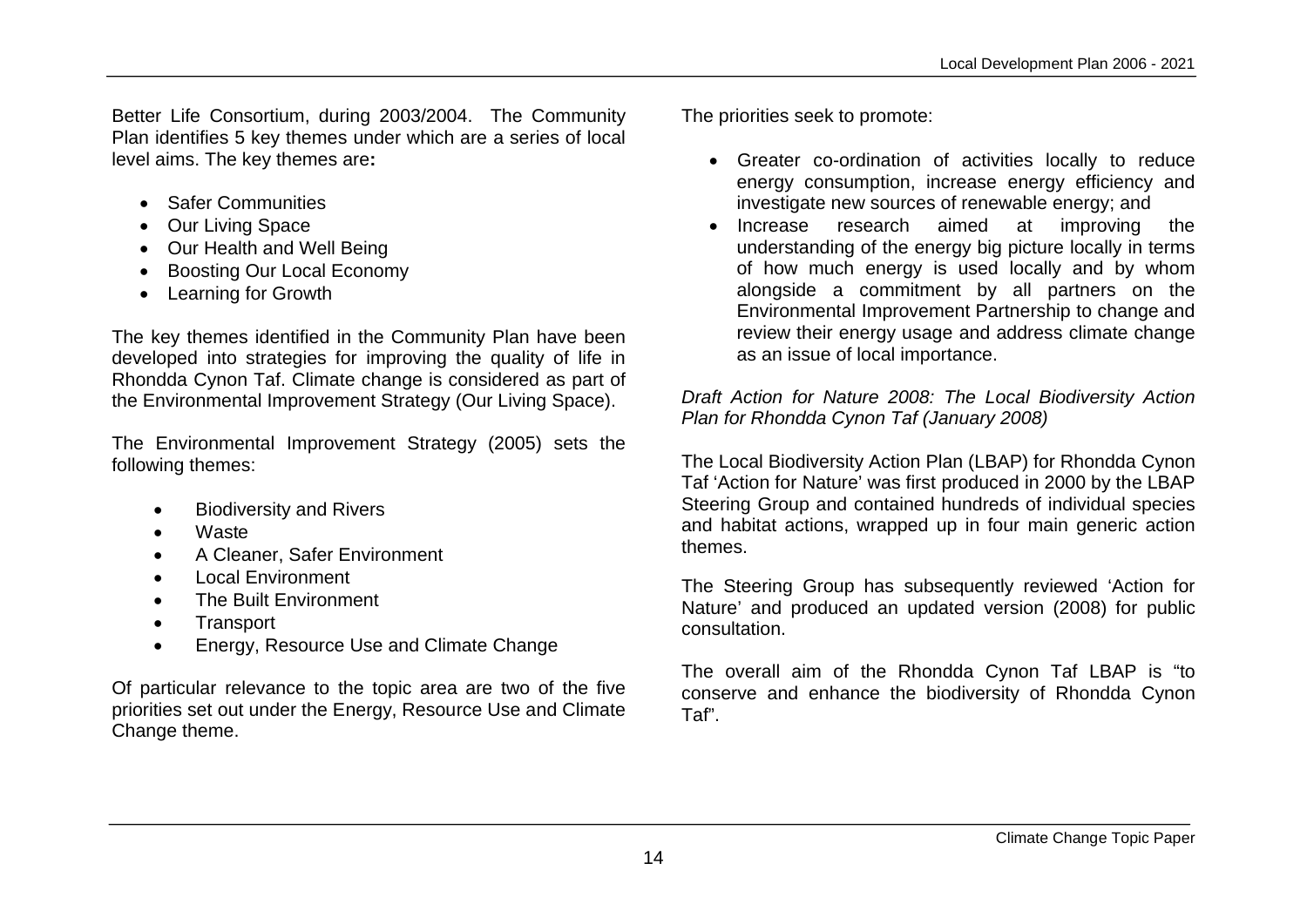Better Life Consortium, during 2003/2004. The Community Plan identifies 5 key themes under which are a series of local level aims. The key themes are**:**

- Safer Communities
- Our Living Space
- Our Health and Well Being
- Boosting Our Local Economy
- Learning for Growth

The key themes identified in the Community Plan have been developed into strategies for improving the quality of life in Rhondda Cynon Taf. Climate change is considered as part of the Environmental Improvement Strategy (Our Living Space).

The Environmental Improvement Strategy (2005) sets the following themes:

- Biodiversity and Rivers
- Waste
- A Cleaner, Safer Environment
- Local Environment
- The Built Environment
- Transport
- Energy, Resource Use and Climate Change

Of particular relevance to the topic area are two of the five priorities set out under the Energy, Resource Use and Climate Change theme.

The priorities seek to promote:

- Greater co-ordination of activities locally to reduce energy consumption, increase energy efficiency and investigate new sources of renewable energy; and
- Increase research aimed at improving the understanding of the energy big picture locally in terms of how much energy is used locally and by whom alongside a commitment by all partners on the Environmental Improvement Partnership to change and review their energy usage and address climate change as an issue of local importance.

*Draft Action for Nature 2008: The Local Biodiversity Action Plan for Rhondda Cynon Taf (January 2008)*

The Local Biodiversity Action Plan (LBAP) for Rhondda Cynon Taf 'Action for Nature' was first produced in 2000 by the LBAP Steering Group and contained hundreds of individual species and habitat actions, wrapped up in four main generic action themes.

The Steering Group has subsequently reviewed 'Action for Nature' and produced an updated version (2008) for public consultation.

The overall aim of the Rhondda Cynon Taf LBAP is "to conserve and enhance the biodiversity of Rhondda Cynon Taf".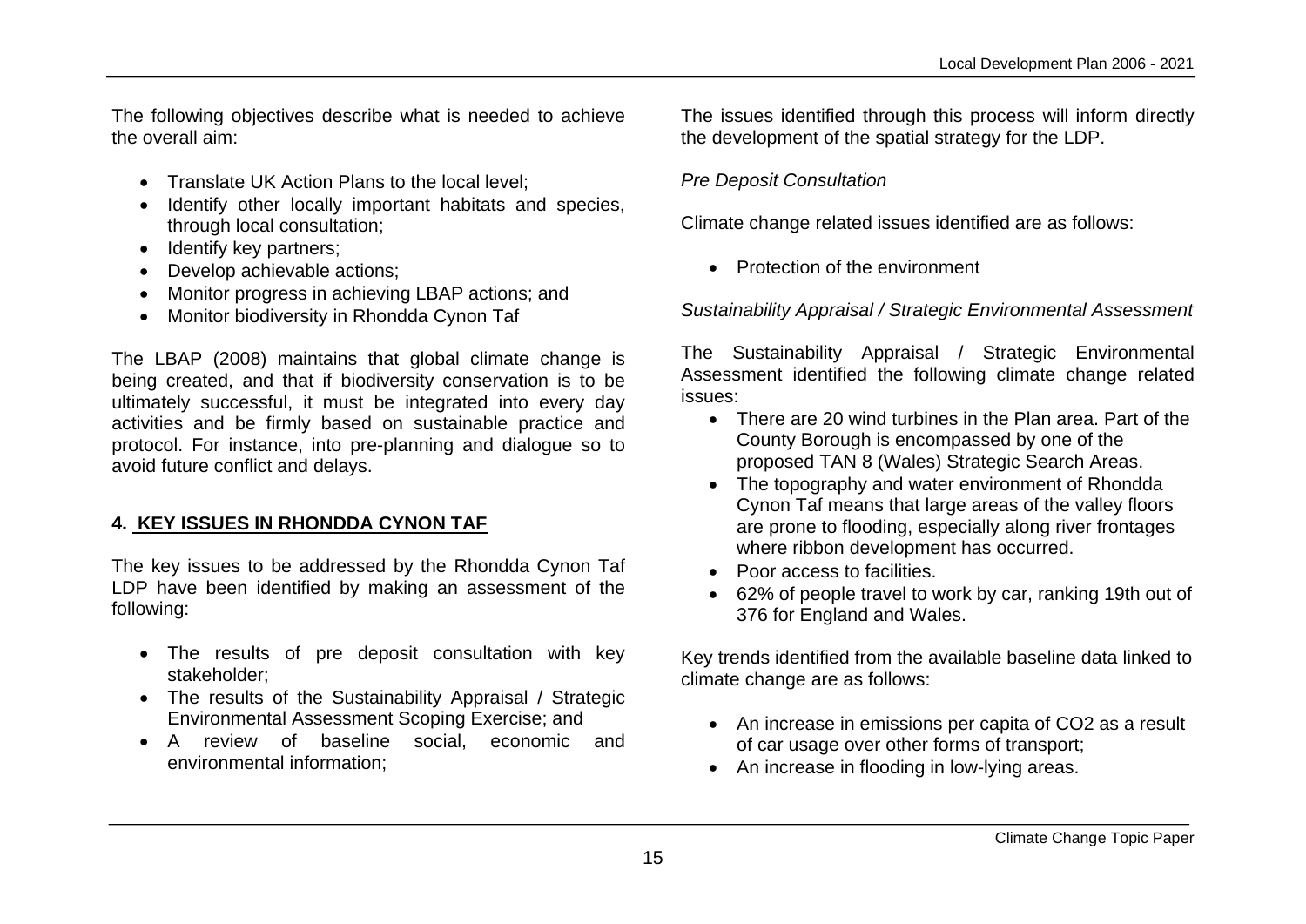The following objectives describe what is needed to achieve the overall aim:

- Translate UK Action Plans to the local level;
- Identify other locally important habitats and species, through local consultation;
- Identify key partners;
- Develop achievable actions;
- Monitor progress in achieving LBAP actions; and
- Monitor biodiversity in Rhondda Cynon Taf

The LBAP (2008) maintains that global climate change is being created, and that if biodiversity conservation is to be ultimately successful, it must be integrated into every day activities and be firmly based on sustainable practice and protocol. For instance, into pre-planning and dialogue so to avoid future conflict and delays.

## 4. KEY ISSUES IN RHONDDA CYNON TAF

The key issues to be addressed by the Rhondda Cynon Taf LDP have been identified by making an assessment of the following:

- The results of pre deposit consultation with key stakeholder;
- The results of the Sustainability Appraisal / Strategic Environmental Assessment Scoping Exercise; and
- A review of baseline social, economic and environmental information;

The issues identified through this process will inform directly the development of the spatial strategy for the LDP.

*Pre Deposit Consultation*

Climate change related issues identified are as follows:

- Protection of the environment

*Sustainability Appraisal / Strategic Environmental Assessment*

The Sustainability Appraisal / Strategic Environmental Assessment identified the following climate change related issues:

- There are 20 wind turbines in the Plan area. Part of the County Borough is encompassed by one of the proposed TAN 8 (Wales) Strategic Search Areas.
- The topography and water environment of Rhondda Cynon Taf means that large areas of the valley floors are prone to flooding, especially along river frontages where ribbon development has occurred.
- Poor access to facilities.
- 62% of people travel to work by car, ranking 19th out of 376 for England and Wales.

Key trends identified from the available baseline data linked to climate change are as follows:

- An increase in emissions per capita of $CO_2$ as a result of car usage over other forms of transport;
- An increase in flooding in low-lying areas.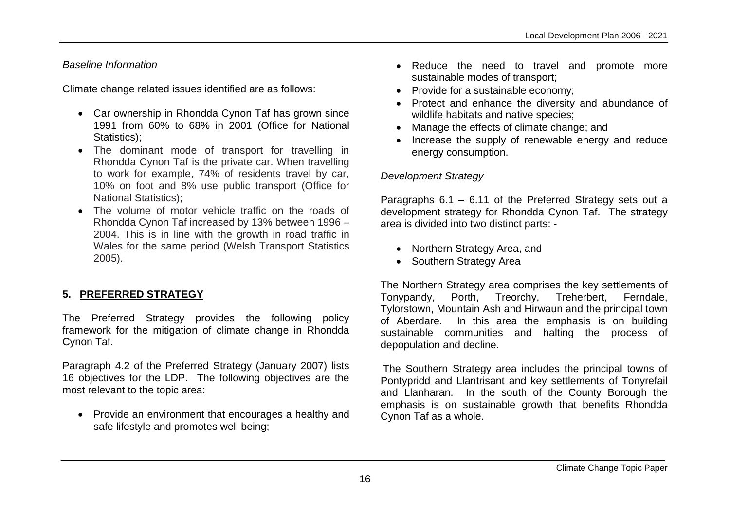*Baseline Information*

Climate change related issues identified are as follows:

- Car ownership in Rhondda Cynon Taf has grown since 1991 from 60% to 68% in 2001 (Office for National Statistics);
- The dominant mode of transport for travelling in Rhondda Cynon Taf is the private car. When travelling to work for example, 74% of residents travel by car, 10% on foot and 8% use public transport (Office for National Statistics);
- The volume of motor vehicle traffic on the roads of Rhondda Cynon Taf increased by 13% between 1996 – 2004. This is in line with the growth in road traffic in Wales for the same period (Welsh Transport Statistics 2005).

## 5. PREFERRED STRATEGY

The Preferred Strategy provides the following policy framework for the mitigation of climate change in Rhondda Cynon Taf.

Paragraph 4.2 of the Preferred Strategy (January 2007) lists 16 objectives for the LDP. The following objectives are the most relevant to the topic area:

- Provide an environment that encourages a healthy and safe lifestyle and promotes well being;
- Reduce the need to travel and promote more sustainable modes of transport;
- Provide for a sustainable economy;
- Protect and enhance the diversity and abundance of wildlife habitats and native species;
- Manage the effects of climate change; and
- Increase the supply of renewable energy and reduce energy consumption.

*Development Strategy*

Paragraphs 6.1 – 6.11 of the Preferred Strategy sets out a development strategy for Rhondda Cynon Taf. The strategy area is divided into two distinct parts: -

- Northern Strategy Area, and
- Southern Strategy Area

The Northern Strategy area comprises the key settlements of Tonypandy, Porth, Treorchy, Treherbert, Ferndale, Tylorstown, Mountain Ash and Hirwaun and the principal town of Aberdare. In this area the emphasis is on building sustainable communities and halting the process of depopulation and decline.

The Southern Strategy area includes the principal towns of Pontypridd and Llantrisant and key settlements of Tonyrefail and Llanharan. In the south of the County Borough the emphasis is on sustainable growth that benefits Rhondda Cynon Taf as a whole.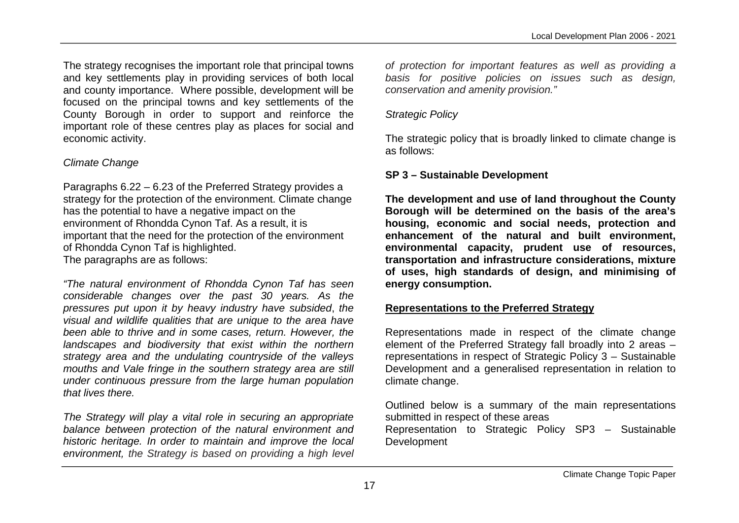The strategy recognises the important role that principal towns and key settlements play in providing services of both local and county importance. Where possible, development will be focused on the principal towns and key settlements of the County Borough in order to support and reinforce the important role of these centres play as places for social and economic activity.

*Climate Change*

Paragraphs 6.22 – 6.23 of the Preferred Strategy provides a strategy for the protection of the environment. Climate change has the potential to have a negative impact on the environment of Rhondda Cynon Taf. As a result, it is important that the need for the protection of the environment of Rhondda Cynon Taf is highlighted.
The paragraphs are as follows:

*"The natural environment of Rhondda Cynon Taf has seen considerable changes over the past 30 years. As the pressures put upon it by heavy industry have subsided, the visual and wildlife qualities that are unique to the area have been able to thrive and in some cases, return. However, the landscapes and biodiversity that exist within the northern strategy area and the undulating countryside of the valleys mouths and Vale fringe in the southern strategy area are still under continuous pressure from the large human population that lives there.*

*The Strategy will play a vital role in securing an appropriate balance between protection of the natural environment and historic heritage. In order to maintain and improve the local environment, the Strategy is based on providing a high level of protection for important features as well as providing a basis for positive policies on issues such as design, conservation and amenity provision."*

*Strategic Policy*

The strategic policy that is broadly linked to climate change is as follows:

**SP 3 – Sustainable Development**

**The development and use of land throughout the County Borough will be determined on the basis of the area's housing, economic and social needs, protection and enhancement of the natural and built environment, environmental capacity, prudent use of resources, transportation and infrastructure considerations, mixture of uses, high standards of design, and minimising of energy consumption.**

**<u>Representations to the Preferred Strategy</u>**

Representations made in respect of the climate change element of the Preferred Strategy fall broadly into 2 areas – representations in respect of Strategic Policy 3 – Sustainable Development and a generalised representation in relation to climate change.

Outlined below is a summary of the main representations submitted in respect of these areas
Representation to Strategic Policy SP3 – Sustainable Development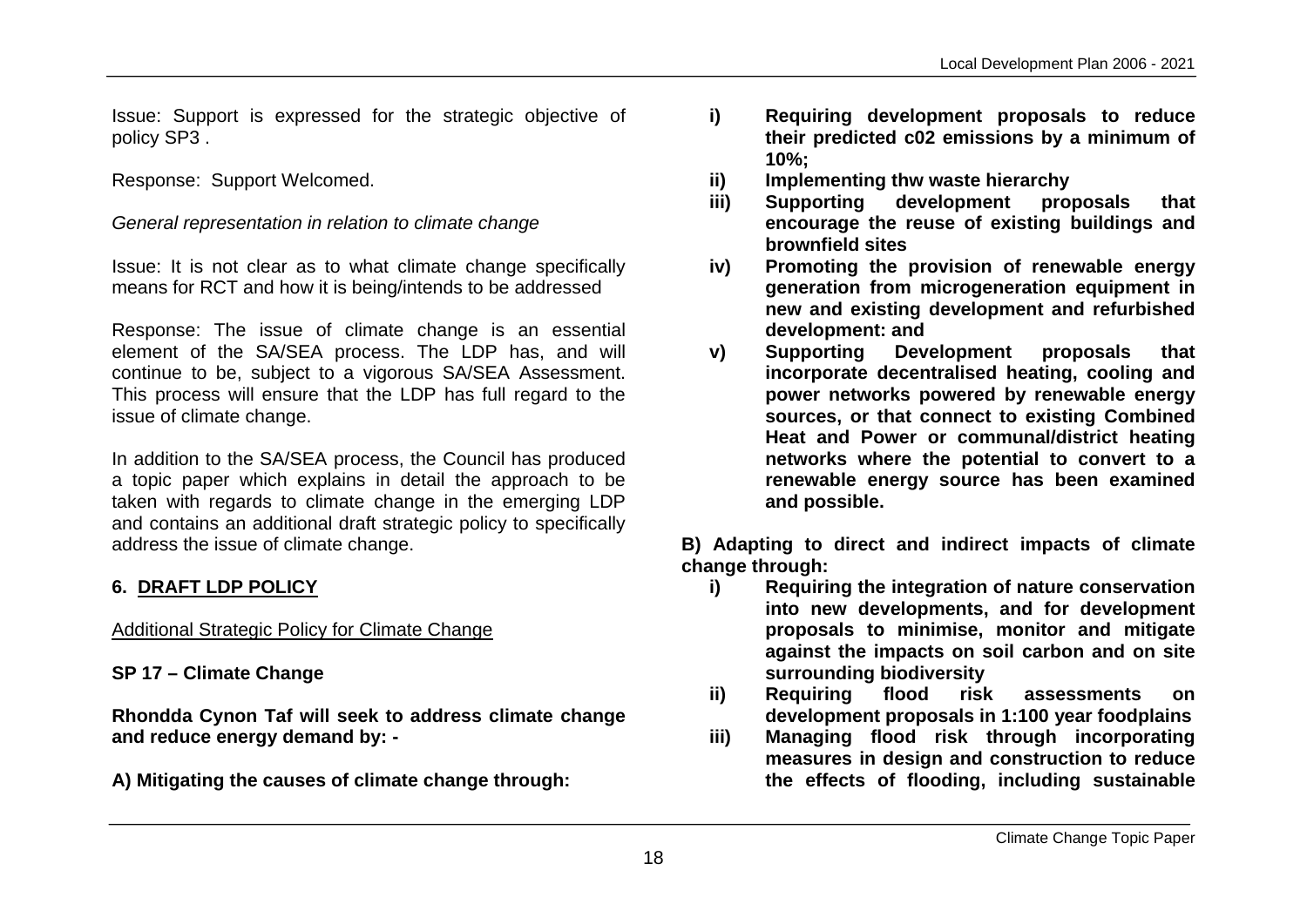Issue: Support is expressed for the strategic objective of policy SP3 .

Response: Support Welcomed.

*General representation in relation to climate change*

Issue: It is not clear as to what climate change specifically means for RCT and how it is being/intends to be addressed

Response: The issue of climate change is an essential element of the SA/SEA process. The LDP has, and will continue to be, subject to a vigorous SA/SEA Assessment. This process will ensure that the LDP has full regard to the issue of climate change.

In addition to the SA/SEA process, the Council has produced a topic paper which explains in detail the approach to be taken with regards to climate change in the emerging LDP and contains an additional draft strategic policy to specifically address the issue of climate change.

## 6. DRAFT LDP POLICY

Additional Strategic Policy for Climate Change

**SP 17 – Climate Change**

**Rhondda Cynon Taf will seek to address climate change and reduce energy demand by: -**

**A) Mitigating the causes of climate change through:**

- **i) Requiring development proposals to reduce their predicted c02 emissions by a minimum of 10%;**
- **ii) Implementing thw waste hierarchy**
- **iii) Supporting development proposals that encourage the reuse of existing buildings and brownfield sites**
- **iv) Promoting the provision of renewable energy generation from microgeneration equipment in new and existing development and refurbished development: and**
- **v) Supporting Development proposals that incorporate decentralised heating, cooling and power networks powered by renewable energy sources, or that connect to existing Combined Heat and Power or communal/district heating networks where the potential to convert to a renewable energy source has been examined and possible.**

**B) Adapting to direct and indirect impacts of climate change through:**

- **i) Requiring the integration of nature conservation into new developments, and for development proposals to minimise, monitor and mitigate against the impacts on soil carbon and on site surrounding biodiversity**
- **ii) Requiring flood risk assessments on development proposals in 1:100 year foodplains**
- **iii) Managing flood risk through incorporating measures in design and construction to reduce the effects of flooding, including sustainable**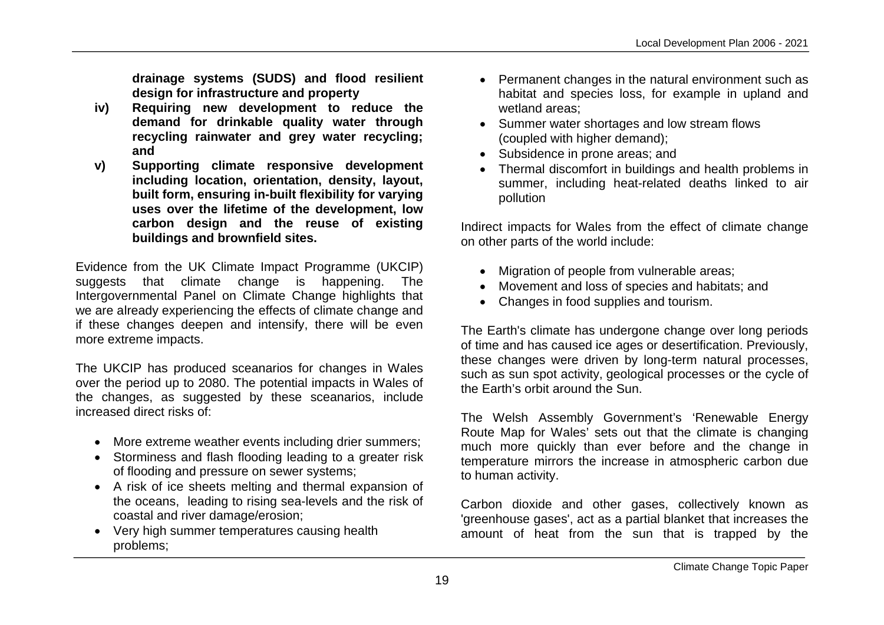**drainage systems (SUDS) and flood resilient design for infrastructure and property**

**iv) Requiring new development to reduce the demand for drinkable quality water through recycling rainwater and grey water recycling; and**

**v) Supporting climate responsive development including location, orientation, density, layout, built form, ensuring in-built flexibility for varying uses over the lifetime of the development, low carbon design and the reuse of existing buildings and brownfield sites.**

Evidence from the UK Climate Impact Programme (UKCIP) suggests that climate change is happening. The Intergovernmental Panel on Climate Change highlights that we are already experiencing the effects of climate change and if these changes deepen and intensify, there will be even more extreme impacts.

The UKCIP has produced sceanarios for changes in Wales over the period up to 2080. The potential impacts in Wales of the changes, as suggested by these sceanarios, include increased direct risks of:

- More extreme weather events including drier summers;
- Storminess and flash flooding leading to a greater risk of flooding and pressure on sewer systems;
- A risk of ice sheets melting and thermal expansion of the oceans, leading to rising sea-levels and the risk of coastal and river damage/erosion;
- Very high summer temperatures causing health problems;
- Permanent changes in the natural environment such as habitat and species loss, for example in upland and wetland areas;
- Summer water shortages and low stream flows (coupled with higher demand);
- Subsidence in prone areas; and
- Thermal discomfort in buildings and health problems in summer, including heat-related deaths linked to air pollution

Indirect impacts for Wales from the effect of climate change on other parts of the world include:

- Migration of people from vulnerable areas;
- Movement and loss of species and habitats; and
- Changes in food supplies and tourism.

The Earth's climate has undergone change over long periods of time and has caused ice ages or desertification. Previously, these changes were driven by long-term natural processes, such as sun spot activity, geological processes or the cycle of the Earth's orbit around the Sun.

The Welsh Assembly Government's 'Renewable Energy Route Map for Wales' sets out that the climate is changing much more quickly than ever before and the change in temperature mirrors the increase in atmospheric carbon due to human activity.

Carbon dioxide and other gases, collectively known as 'greenhouse gases', act as a partial blanket that increases the amount of heat from the sun that is trapped by the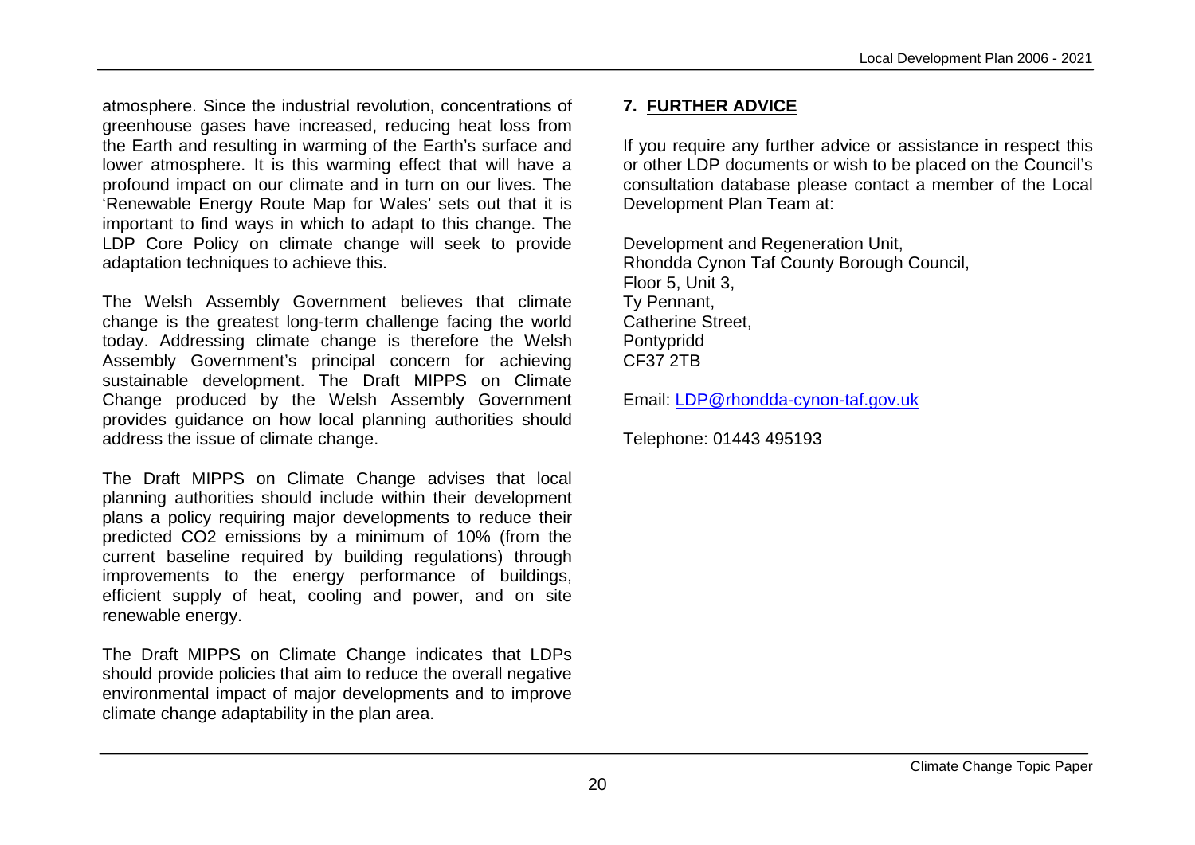atmosphere. Since the industrial revolution, concentrations of greenhouse gases have increased, reducing heat loss from the Earth and resulting in warming of the Earth's surface and lower atmosphere. It is this warming effect that will have a profound impact on our climate and in turn on our lives. The 'Renewable Energy Route Map for Wales' sets out that it is important to find ways in which to adapt to this change. The LDP Core Policy on climate change will seek to provide adaptation techniques to achieve this.

The Welsh Assembly Government believes that climate change is the greatest long-term challenge facing the world today. Addressing climate change is therefore the Welsh Assembly Government's principal concern for achieving sustainable development. The Draft MIPPS on Climate Change produced by the Welsh Assembly Government provides guidance on how local planning authorities should address the issue of climate change.

The Draft MIPPS on Climate Change advises that local planning authorities should include within their development plans a policy requiring major developments to reduce their predicted $CO_2$ emissions by a minimum of 10% (from the current baseline required by building regulations) through improvements to the energy performance of buildings, efficient supply of heat, cooling and power, and on site renewable energy.

The Draft MIPPS on Climate Change indicates that LDPs should provide policies that aim to reduce the overall negative environmental impact of major developments and to improve climate change adaptability in the plan area.

## 7. FURTHER ADVICE

If you require any further advice or assistance in respect this or other LDP documents or wish to be placed on the Council's consultation database please contact a member of the Local Development Plan Team at:

Development and Regeneration Unit,  
Rhondda Cynon Taf County Borough Council,  
Floor 5, Unit 3,  
Ty Pennant,  
Catherine Street,  
Pontypridd  
CF37 2TB

Email: LDP@rhondda-cynon-taf.gov.uk

Telephone: 01443 495193